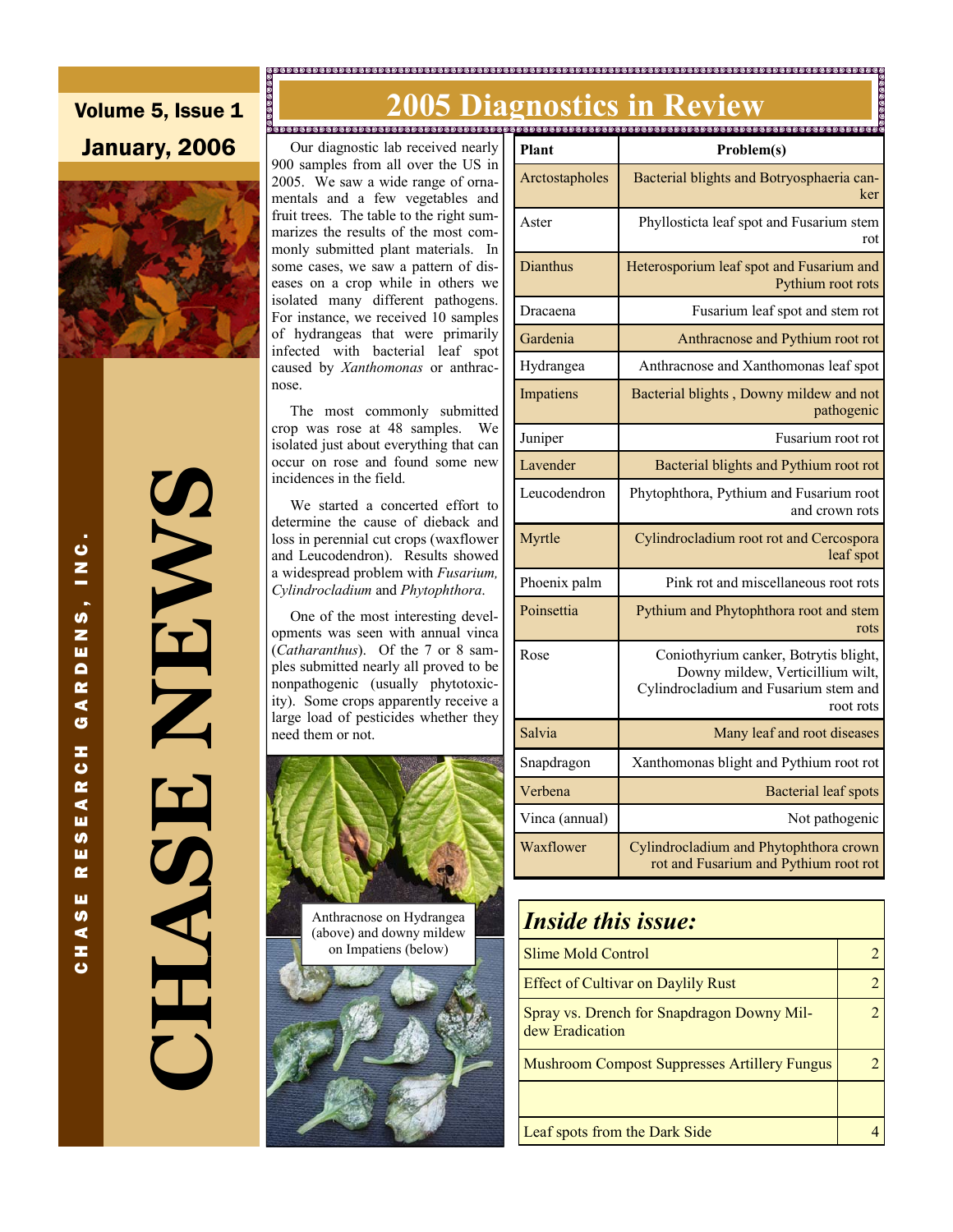# CHASE NEWS

CHASE RESEARCH GARDENS, INC.

Volume 5, Issue 1

January, 2006

## 2005 Diagnostics in Review

Our diagnostic lab received nearly 900 samples from all over the US in 2005. We saw a wide range of ornamentals and a few vegetables and fruit trees. The table to the right summarizes the results of the most commonly submitted plant materials. In some cases, we saw a pattern of diseases on a crop while in others we isolated many different pathogens. For instance, we received 10 samples of hydrangeas that were primarily infected with bacterial leaf spot caused by *Xanthomonas* or anthracnose.

The most commonly submitted crop was rose at 48 samples. We isolated just about everything that can occur on rose and found some new incidences in the field.

We started a concerted effort to determine the cause of dieback and loss in perennial cut crops (waxflower and Leucodendron). Results showed a widespread problem with *Fusarium, Cylindrocladium* and *Phytophthora*.

One of the most interesting developments was seen with annual vinca (*Catharanthus*). Of the 7 or 8 samples submitted nearly all proved to be nonpathogenic (usually phytotoxicity). Some crops apparently receive a large load of pesticides whether they need them or not.

Anthracnose on Hydrangea (above) and downy mildew on Impatiens (below)

| Plant | Problem(s) |
|---|---|
| Arctostapholes | Bacterial blights and Botryosphaeria canker |
| Aster | Phyllosticta leaf spot and Fusarium stem rot |
| Dianthus | Heterosporium leaf spot and Fusarium and Pythium root rots |
| Dracaena | Fusarium leaf spot and stem rot |
| Gardenia | Anthracnose and Pythium root rot |
| Hydrangea | Anthracnose and Xanthomonas leaf spot |
| Impatiens | Bacterial blights , Downy mildew and not pathogenic |
| Juniper | Fusarium root rot |
| Lavender | Bacterial blights and Pythium root rot |
| Leucodendron | Phytophthora, Pythium and Fusarium root and crown rots |
| Myrtle | Cylindrocladium root rot and Cercospora leaf spot |
| Phoenix palm | Pink rot and miscellaneous root rots |
| Poinsettia | Pythium and Phytophthora root and stem rots |
| Rose | Coniothyrium canker, Botrytis blight, Downy mildew, Verticillium wilt, Cylindrocladium and Fusarium stem and root rots |
| Salvia | Many leaf and root diseases |
| Snapdragon | Xanthomonas blight and Pythium root rot |
| Verbena | Bacterial leaf spots |
| Vinca (annual) | Not pathogenic |
| Waxflower | Cylindrocladium and Phytophthora crown rot and Fusarium and Pythium root rot |

### *Inside this issue:*

| | |
|---|---|
| Slime Mold Control | 2 |
| Effect of Cultivar on Daylily Rust | 2 |
| Spray vs. Drench for Snapdragon Downy Mildew Eradication | 2 |
| Mushroom Compost Suppresses Artillery Fungus | 2 |
| | |
| Leaf spots from the Dark Side | 4 |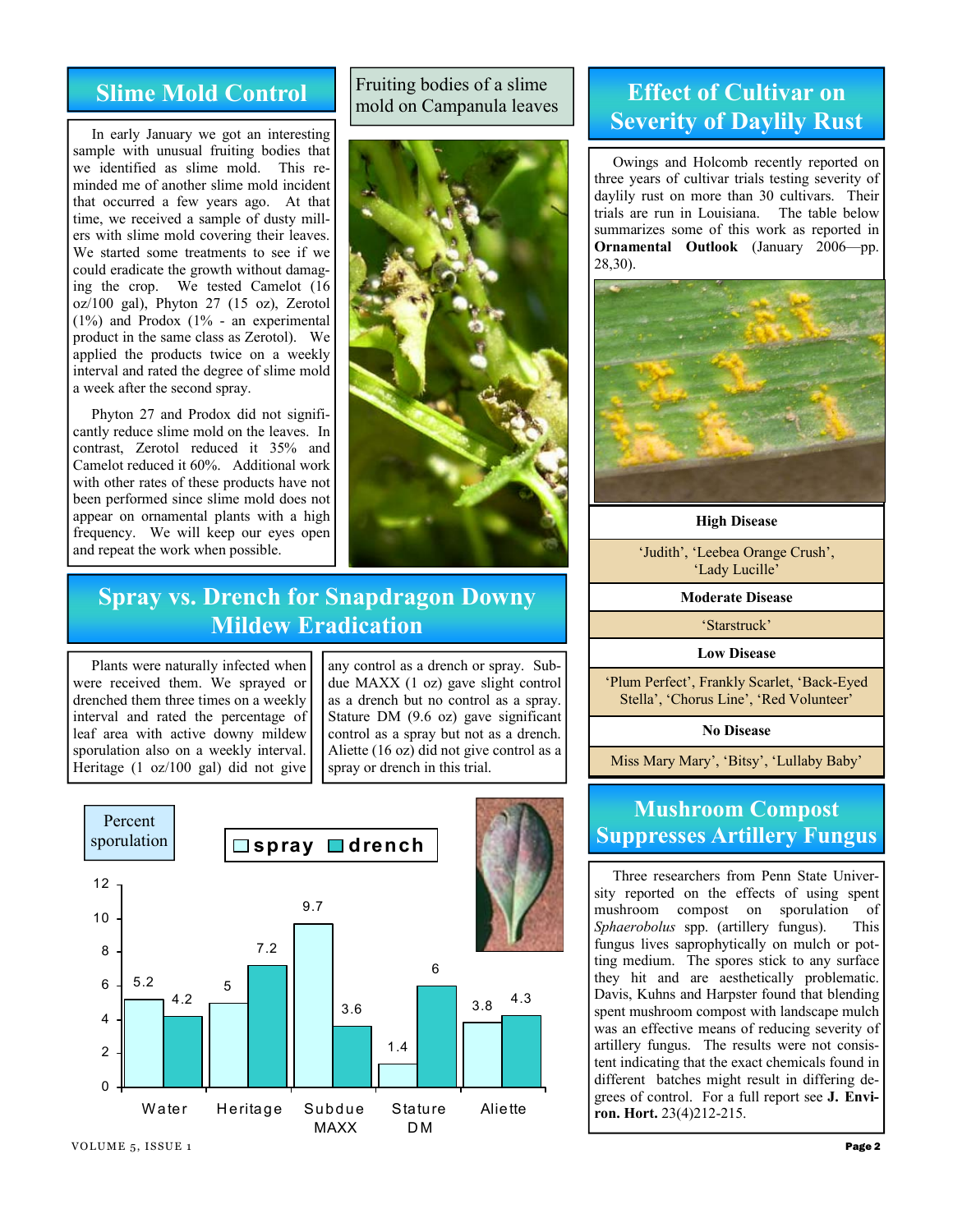## Slime Mold Control

In early January we got an interesting sample with unusual fruiting bodies that we identified as slime mold. This reminded me of another slime mold incident that occurred a few years ago. At that time, we received a sample of dusty millers with slime mold covering their leaves. We started some treatments to see if we could eradicate the growth without damaging the crop. We tested Camelot (16 oz/100 gal), Phyton 27 (15 oz), Zerotol (1%) and Prodox (1% - an experimental product in the same class as Zerotol). We applied the products twice on a weekly interval and rated the degree of slime mold a week after the second spray.

Phyton 27 and Prodox did not significantly reduce slime mold on the leaves. In contrast, Zerotol reduced it 35% and Camelot reduced it 60%. Additional work with other rates of these products have not been performed since slime mold does not appear on ornamental plants with a high frequency. We will keep our eyes open and repeat the work when possible.

Fruiting bodies of a slime mold on Campanula leaves

## Spray vs. Drench for Snapdragon Downy Mildew Eradication

Plants were naturally infected when were received them. We sprayed or drenched them three times on a weekly interval and rated the percentage of leaf area with active downy mildew sporulation also on a weekly interval. Heritage (1 oz/100 gal) did not give any control as a drench or spray. Subdue MAXX (1 oz) gave slight control as a drench but no control as a spray. Stature DM (9.6 oz) gave significant control as a spray but not as a drench. Aliette (16 oz) did not give control as a spray or drench in this trial.

Percent sporulation

| | spray | drench |
|---|---|---|
| Water | 5.2 | 4.2 |
| Heritage | 5 | 7.2 |
| Subdue MAXX | 9.7 | 3.6 |
| Stature DM | 1.4 | 6 |
| Aliette | 3.8 | 4.3 |

## Effect of Cultivar on Severity of Daylily Rust

Owings and Holcomb recently reported on three years of cultivar trials testing severity of daylily rust on more than 30 cultivars. Their trials are run in Louisiana. The table below summarizes some of this work as reported in **Ornamental Outlook** (January 2006—pp. 28,30).

| High Disease |
|---|
| 'Judith', 'Leebea Orange Crush', 'Lady Lucille' |
| **Moderate Disease** |
| 'Starstruck' |
| **Low Disease** |
| 'Plum Perfect', Frankly Scarlet, 'Back-Eyed Stella', 'Chorus Line', 'Red Volunteer' |
| **No Disease** |
| Miss Mary Mary', 'Bitsy', 'Lullaby Baby' |

## Mushroom Compost Suppresses Artillery Fungus

Three researchers from Penn State University reported on the effects of using spent mushroom compost on sporulation of *Sphaerobolus* spp. (artillery fungus). This fungus lives saprophytically on mulch or potting medium. The spores stick to any surface they hit and are aesthetically problematic. Davis, Kuhns and Harpster found that blending spent mushroom compost with landscape mulch was an effective means of reducing severity of artillery fungus. The results were not consistent indicating that the exact chemicals found in different batches might result in differing degrees of control. For a full report see **J. Environ. Hort.** 23(4)212-215.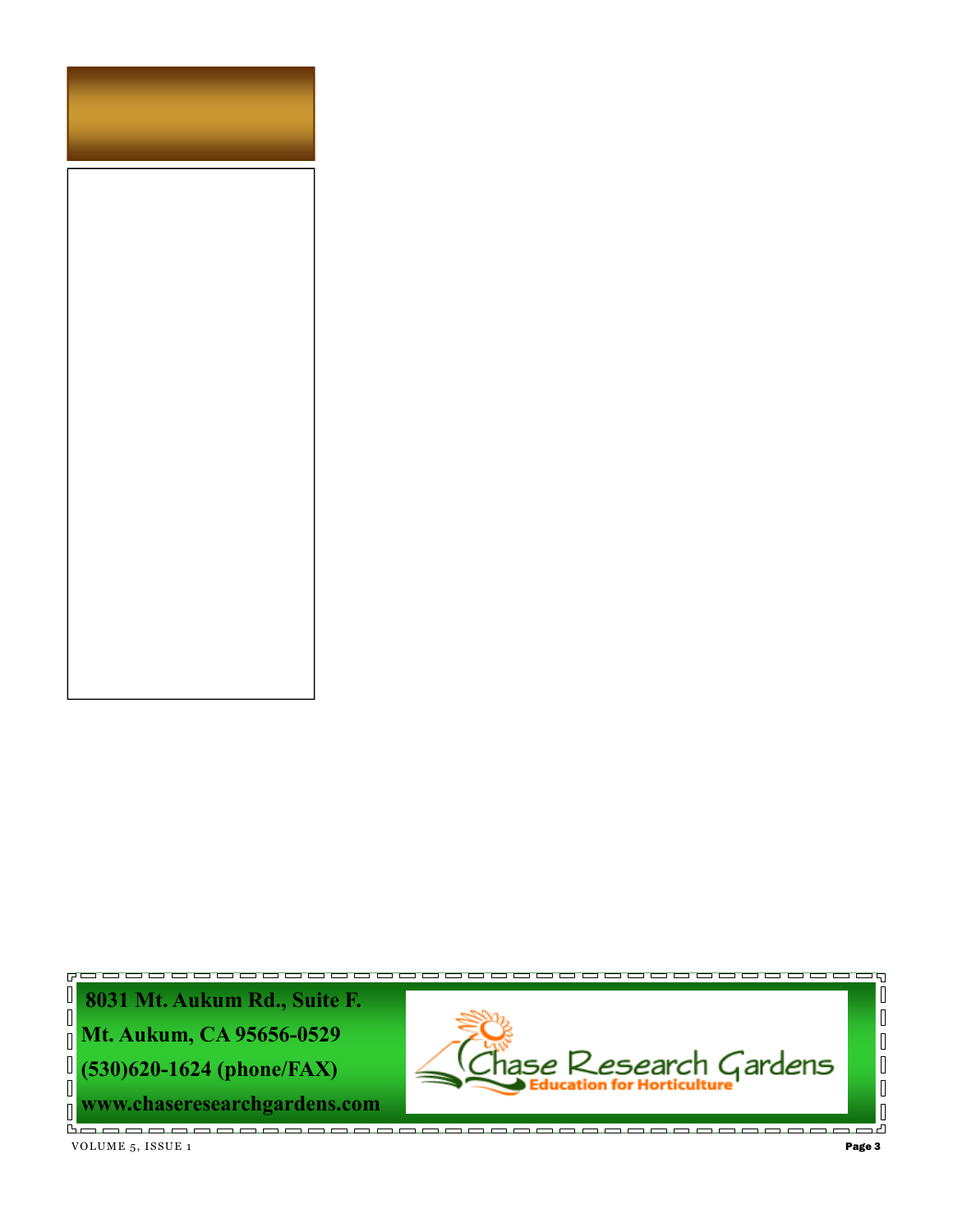**8031 Mt. Aukum Rd., Suite F.**

**Mt. Aukum, CA 95656-0529**

**(530)620-1624 (phone/FAX)**

**www.chaseresearchgardens.com**

Chase Research Gardens
Education for Horticulture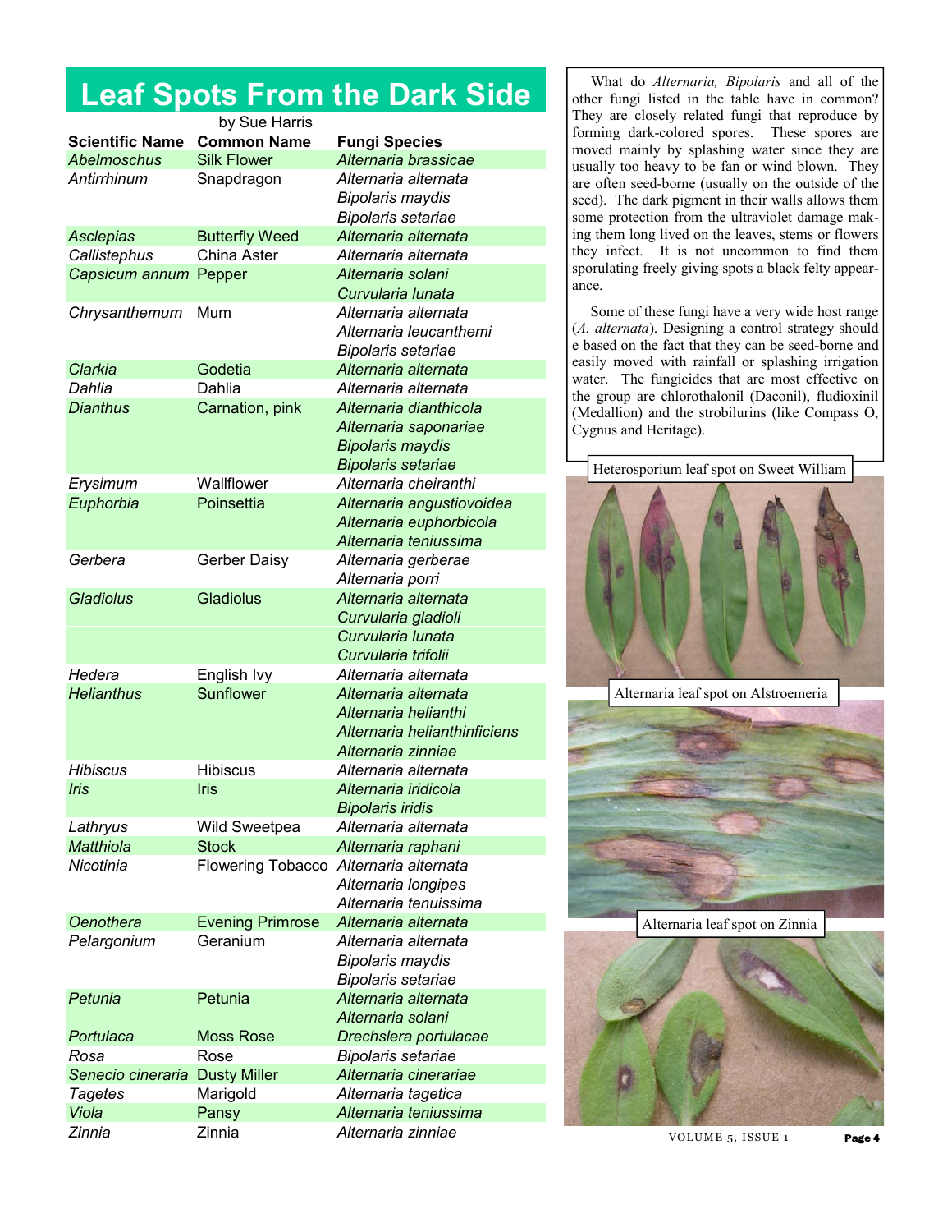# Leaf Spots From the Dark Side

by Sue Harris

| Scientific Name | Common Name | Fungi Species |
|---|---|---|
| *Abelmoschus* | Silk Flower | *Alternaria brassicae* |
| *Antirrhinum* | Snapdragon | *Alternaria alternata* |
| | | *Bipolaris maydis* |
| | | *Bipolaris setariae* |
| *Asclepias* | Butterfly Weed | *Alternaria alternata* |
| *Callistephus* | China Aster | *Alternaria alternata* |
| *Capsicum annum* | Pepper | *Alternaria solani* |
| | | *Curvularia lunata* |
| *Chrysanthemum* | Mum | *Alternaria alternata* |
| | | *Alternaria leucanthemi* |
| | | *Bipolaris setariae* |
| *Clarkia* | Godetia | *Alternaria alternata* |
| *Dahlia* | Dahlia | *Alternaria alternata* |
| *Dianthus* | Carnation, pink | *Alternaria dianthicola* |
| | | *Alternaria saponariae* |
| | | *Bipolaris maydis* |
| | | *Bipolaris setariae* |
| *Erysimum* | Wallflower | *Alternaria cheiranthi* |
| *Euphorbia* | Poinsettia | *Alternaria angustiovoidea* |
| | | *Alternaria euphorbicola* |
| | | *Alternaria teniussima* |
| *Gerbera* | Gerber Daisy | *Alternaria gerberae* |
| | | *Alternaria porri* |
| *Gladiolus* | Gladiolus | *Alternaria alternata* |
| | | *Curvularia gladioli* |
| | | *Curvularia lunata* |
| | | *Curvularia trifolii* |
| *Hedera* | English Ivy | *Alternaria alternata* |
| *Helianthus* | Sunflower | *Alternaria alternata* |
| | | *Alternaria helianthi* |
| | | *Alternaria helianthinficiens* |
| | | *Alternaria zinniae* |
| *Hibiscus* | Hibiscus | *Alternaria alternata* |
| *Iris* | Iris | *Alternaria iridicola* |
| | | *Bipolaris iridis* |
| *Lathryus* | Wild Sweetpea | *Alternaria alternata* |
| *Matthiola* | Stock | *Alternaria raphani* |
| *Nicotinia* | Flowering Tobacco | *Alternaria alternata* |
| | | *Alternaria longipes* |
| | | *Alternaria tenuissima* |
| *Oenothera* | Evening Primrose | *Alternaria alternata* |
| *Pelargonium* | Geranium | *Alternaria alternata* |
| | | *Bipolaris maydis* |
| | | *Bipolaris setariae* |
| *Petunia* | Petunia | *Alternaria alternata* |
| | | *Alternaria solani* |
| *Portulaca* | Moss Rose | *Drechslera portulacae* |
| *Rosa* | Rose | *Bipolaris setariae* |
| *Senecio cineraria* | Dusty Miller | *Alternaria cinerariae* |
| *Tagetes* | Marigold | *Alternaria tagetica* |
| *Viola* | Pansy | *Alternaria teniussima* |
| *Zinnia* | Zinnia | *Alternaria zinniae* |

What do *Alternaria, Bipolaris* and all of the other fungi listed in the table have in common? They are closely related fungi that reproduce by forming dark-colored spores. These spores are moved mainly by splashing water since they are usually too heavy to be fan or wind blown. They are often seed-borne (usually on the outside of the seed). The dark pigment in their walls allows them some protection from the ultraviolet damage making them long lived on the leaves, stems or flowers they infect. It is not uncommon to find them sporulating freely giving spots a black felty appearance.

Some of these fungi have a very wide host range (*A. alternata*). Designing a control strategy should e based on the fact that they can be seed-borne and easily moved with rainfall or splashing irrigation water. The fungicides that are most effective on the group are chlorothalonil (Daconil), fludioxinil (Medallion) and the strobilurins (like Compass O, Cygnus and Heritage).

Heterosporium leaf spot on Sweet William

Alternaria leaf spot on Alstroemeria

Alternaria leaf spot on Zinnia